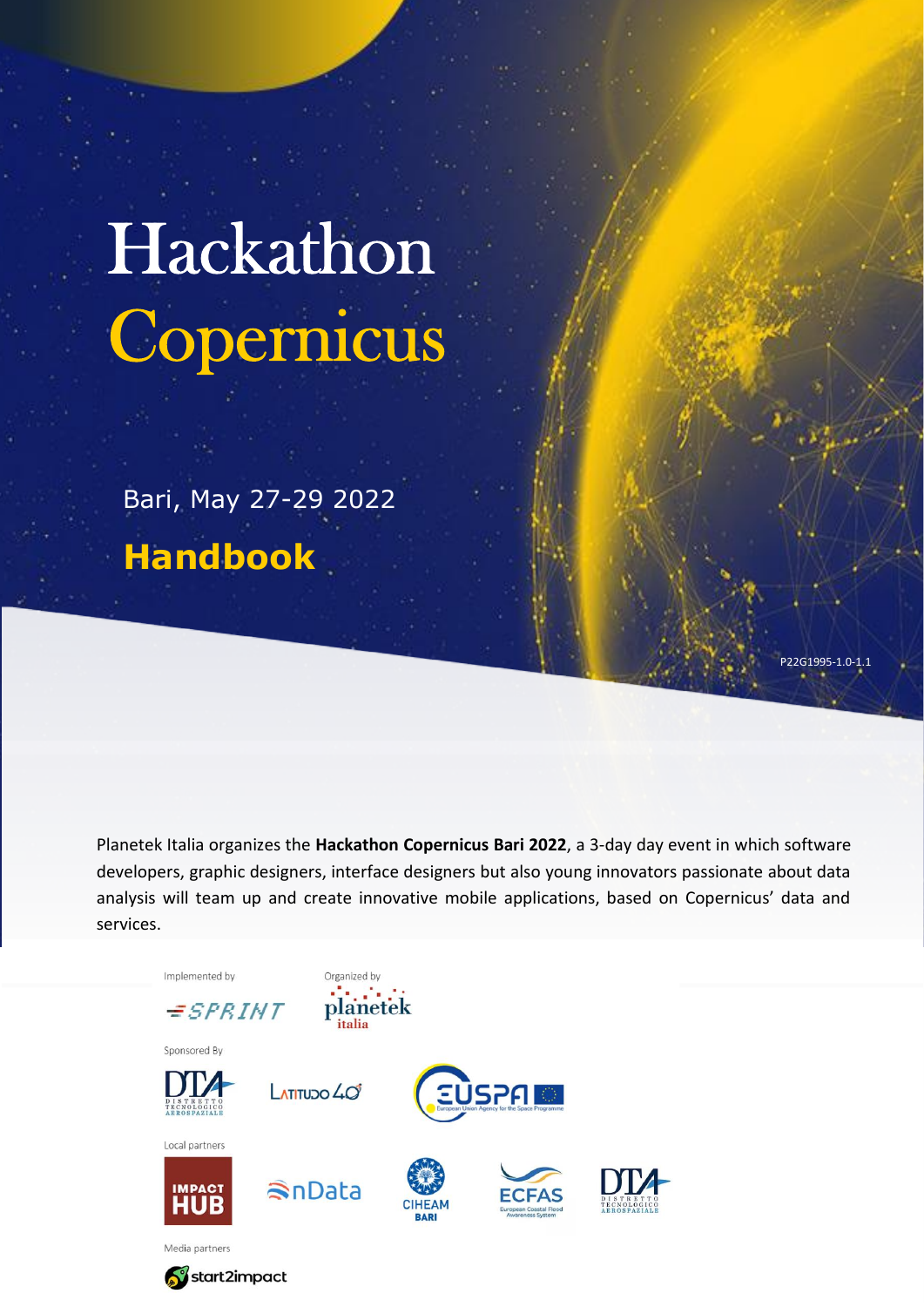# Hackathon Copernicus

Bari, May 27-29 2022

## Handbook

P22G1995-1.0-1.1

Planetek Italia organizes the **Hackathon Copernicus Bari 2022**, a 3-day day event in which software developers, graphic designers, interface designers but also young innovators passionate about data analysis will team up and create innovative mobile applications, based on Copernicus' data and services.

Implemented by

SPRINT

Organized by

planetek italia

Sponsored By

DTA Distretto Tecnologico Aerospaziale

Latitudo 40

EUSPA European Union Agency for the Space Programme

Local partners

IMPACT HUB

nData

CIHEAM BARI

ECFAS European Coastal Flood Awareness System

DTA Distretto Tecnologico Aerospaziale

Media partners

start2impact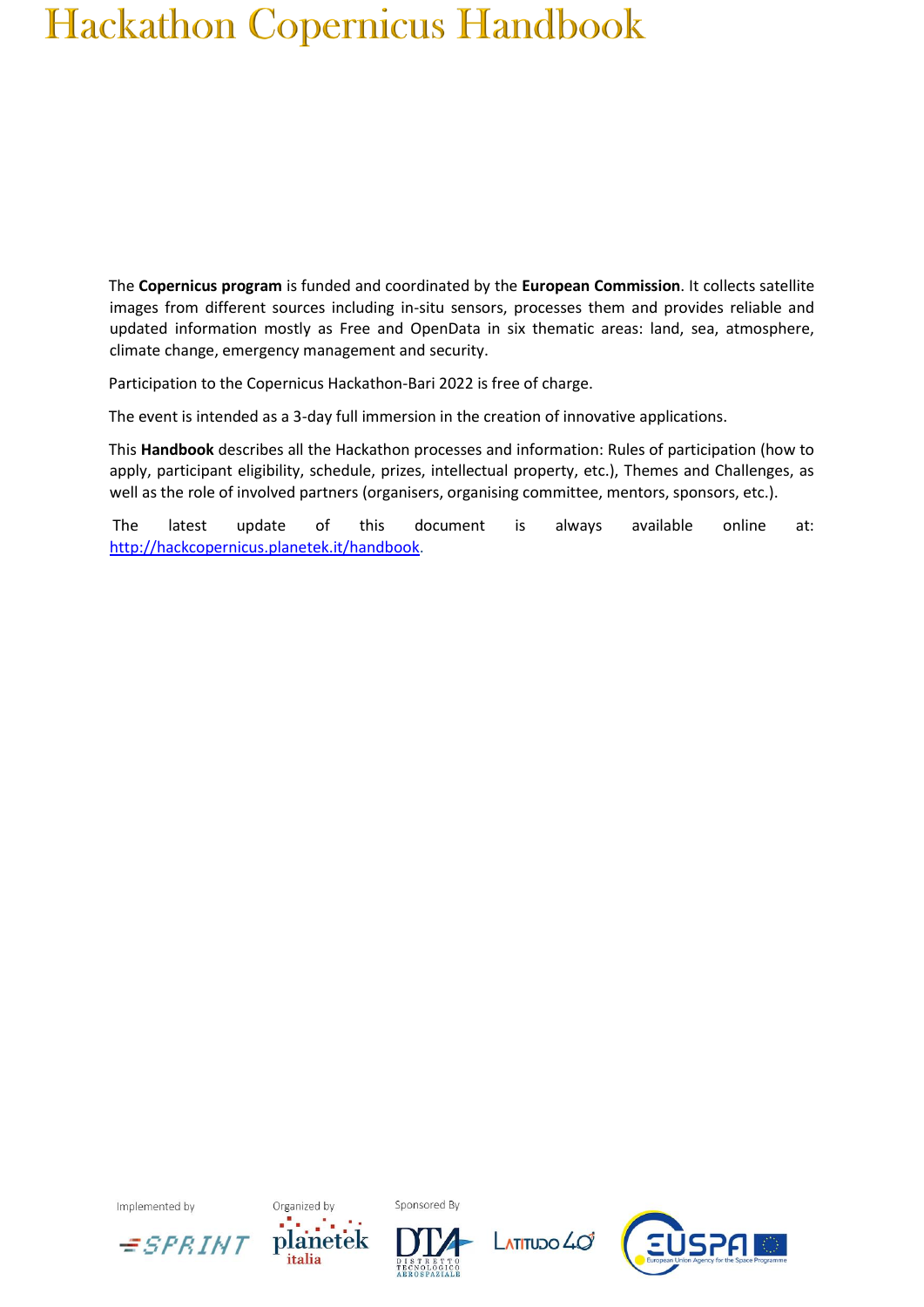# Hackathon Copernicus Handbook

The **Copernicus program** is funded and coordinated by the **European Commission**. It collects satellite images from different sources including in-situ sensors, processes them and provides reliable and updated information mostly as Free and OpenData in six thematic areas: land, sea, atmosphere, climate change, emergency management and security.

Participation to the Copernicus Hackathon-Bari 2022 is free of charge.

The event is intended as a 3-day full immersion in the creation of innovative applications.

This **Handbook** describes all the Hackathon processes and information: Rules of participation (how to apply, participant eligibility, schedule, prizes, intellectual property, etc.), Themes and Challenges, as well as the role of involved partners (organisers, organising committee, mentors, sponsors, etc.).

The latest update of this document is always available online at: [http://hackcopernicus.planetek.it/handbook](http://hackcopernicus.planetek.it/handbook).

Implemented by SPRINT

Organized by planetek italia

Sponsored By DTA Distretto Tecnologico Aerospaziale, Latitudo 40, EUSPA European Union Agency for the Space Programme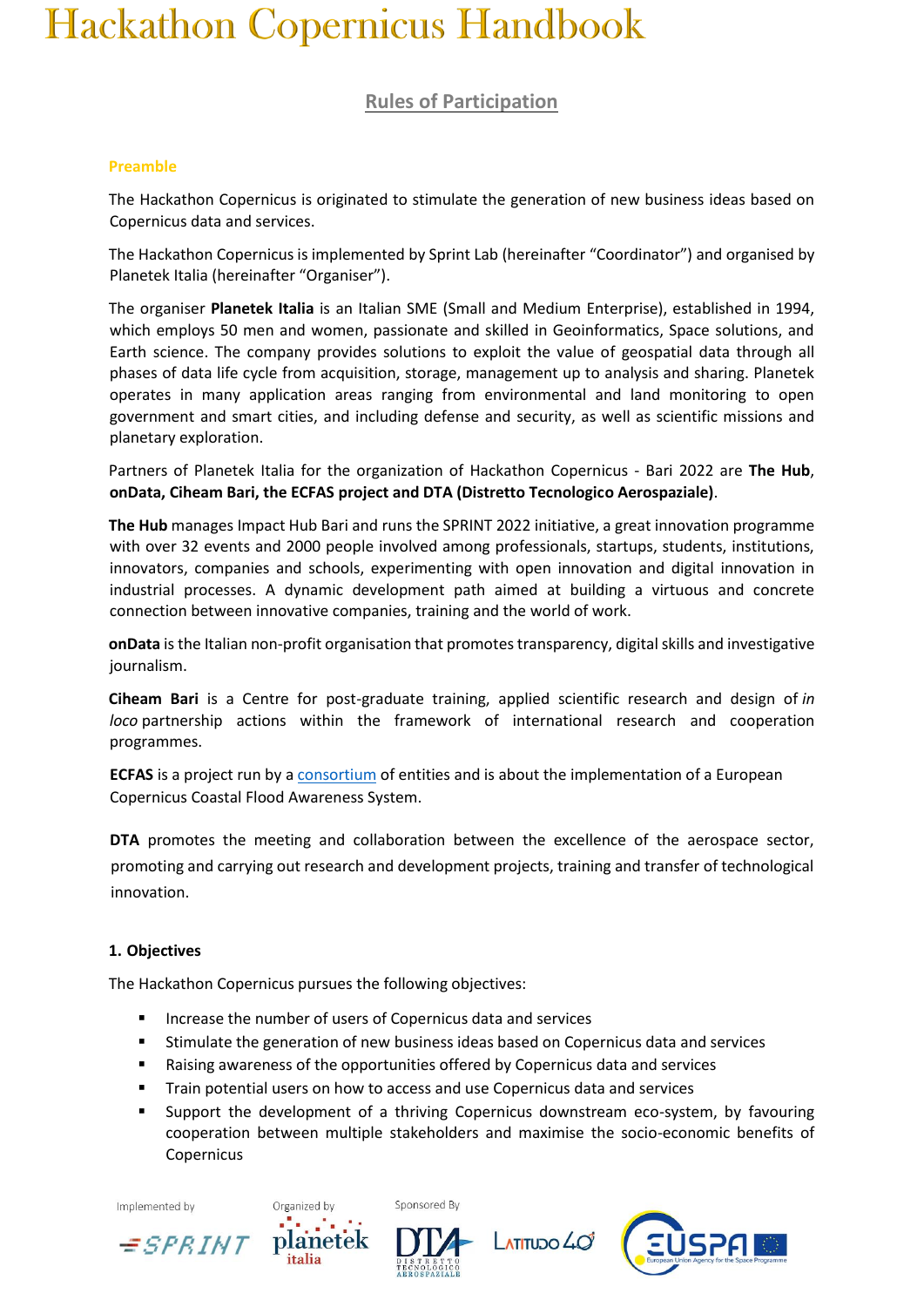# Hackathon Copernicus Handbook

## Rules of Participation

### Preamble

The Hackathon Copernicus is originated to stimulate the generation of new business ideas based on Copernicus data and services.

The Hackathon Copernicus is implemented by Sprint Lab (hereinafter "Coordinator") and organised by Planetek Italia (hereinafter "Organiser").

The organiser **Planetek Italia** is an Italian SME (Small and Medium Enterprise), established in 1994, which employs 50 men and women, passionate and skilled in Geoinformatics, Space solutions, and Earth science. The company provides solutions to exploit the value of geospatial data through all phases of data life cycle from acquisition, storage, management up to analysis and sharing. Planetek operates in many application areas ranging from environmental and land monitoring to open government and smart cities, and including defense and security, as well as scientific missions and planetary exploration.

Partners of Planetek Italia for the organization of Hackathon Copernicus - Bari 2022 are **The Hub**, **onData, Ciheam Bari, the ECFAS project and DTA (Distretto Tecnologico Aerospaziale)**.

**The Hub** manages Impact Hub Bari and runs the SPRINT 2022 initiative, a great innovation programme with over 32 events and 2000 people involved among professionals, startups, students, institutions, innovators, companies and schools, experimenting with open innovation and digital innovation in industrial processes. A dynamic development path aimed at building a virtuous and concrete connection between innovative companies, training and the world of work.

**onData** is the Italian non-profit organisation that promotes transparency, digital skills and investigative journalism.

**Ciheam Bari** is a Centre for post-graduate training, applied scientific research and design of *in loco* partnership actions within the framework of international research and cooperation programmes.

**ECFAS** is a project run by a consortium of entities and is about the implementation of a European Copernicus Coastal Flood Awareness System.

**DTA** promotes the meeting and collaboration between the excellence of the aerospace sector, promoting and carrying out research and development projects, training and transfer of technological innovation.

### 1. Objectives

The Hackathon Copernicus pursues the following objectives:

- Increase the number of users of Copernicus data and services
- Stimulate the generation of new business ideas based on Copernicus data and services
- Raising awareness of the opportunities offered by Copernicus data and services
- Train potential users on how to access and use Copernicus data and services
- Support the development of a thriving Copernicus downstream eco-system, by favouring cooperation between multiple stakeholders and maximise the socio-economic benefits of Copernicus

Implemented by — Organized by — Sponsored By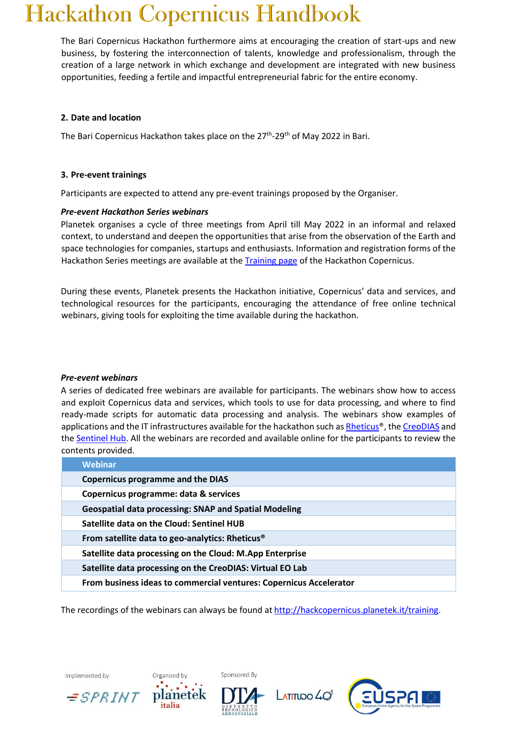The Bari Copernicus Hackathon furthermore aims at encouraging the creation of start-ups and new business, by fostering the interconnection of talents, knowledge and professionalism, through the creation of a large network in which exchange and development are integrated with new business opportunities, feeding a fertile and impactful entrepreneurial fabric for the entire economy.

## 2. Date and location

The Bari Copernicus Hackathon takes place on the 27th-29th of May 2022 in Bari.

## 3. Pre-event trainings

Participants are expected to attend any pre-event trainings proposed by the Organiser.

***Pre-event Hackathon Series webinars***

Planetek organises a cycle of three meetings from April till May 2022 in an informal and relaxed context, to understand and deepen the opportunities that arise from the observation of the Earth and space technologies for companies, startups and enthusiasts. Information and registration forms of the Hackathon Series meetings are available at the Training page of the Hackathon Copernicus.

During these events, Planetek presents the Hackathon initiative, Copernicus' data and services, and technological resources for the participants, encouraging the attendance of free online technical webinars, giving tools for exploiting the time available during the hackathon.

***Pre-event webinars***

A series of dedicated free webinars are available for participants. The webinars show how to access and exploit Copernicus data and services, which tools to use for data processing, and where to find ready-made scripts for automatic data processing and analysis. The webinars show examples of applications and the IT infrastructures available for the hackathon such as Rheticus®, the CreoDIAS and the Sentinel Hub. All the webinars are recorded and available online for the participants to review the contents provided.

| Webinar |
|---|
| **Copernicus programme and the DIAS** |
| **Copernicus programme: data & services** |
| **Geospatial data processing: SNAP and Spatial Modeling** |
| **Satellite data on the Cloud: Sentinel HUB** |
| **From satellite data to geo-analytics: Rheticus®** |
| **Satellite data processing on the Cloud: M.App Enterprise** |
| **Satellite data processing on the CreoDIAS: Virtual EO Lab** |
| **From business ideas to commercial ventures: Copernicus Accelerator** |

The recordings of the webinars can always be found at http://hackcopernicus.planetek.it/training.

Implemented by SPRINT · Organized by planetek italia · Sponsored By DTA Distretto Tecnologico Aerospaziale, Latitudo 40, EUSPA European Union Agency for the Space Programme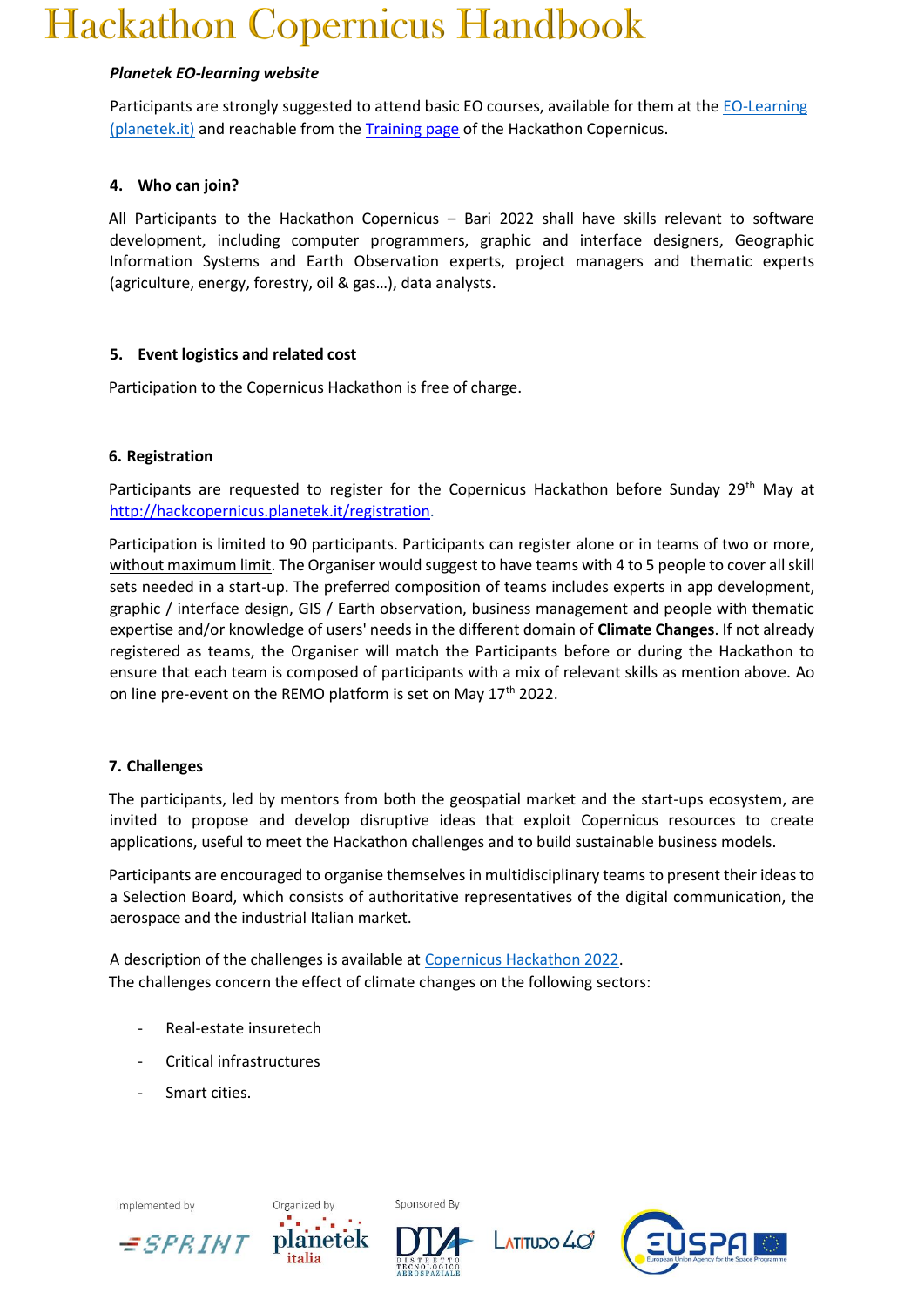***Planetek EO-learning website***

Participants are strongly suggested to attend basic EO courses, available for them at the [EO-Learning (planetek.it)]() and reachable from the [Training page]() of the Hackathon Copernicus.

## 4. Who can join?

All Participants to the Hackathon Copernicus – Bari 2022 shall have skills relevant to software development, including computer programmers, graphic and interface designers, Geographic Information Systems and Earth Observation experts, project managers and thematic experts (agriculture, energy, forestry, oil & gas…), data analysts.

## 5. Event logistics and related cost

Participation to the Copernicus Hackathon is free of charge.

## 6. Registration

Participants are requested to register for the Copernicus Hackathon before Sunday 29th May at http://hackcopernicus.planetek.it/registration.

Participation is limited to 90 participants. Participants can register alone or in teams of two or more, without maximum limit. The Organiser would suggest to have teams with 4 to 5 people to cover all skill sets needed in a start-up. The preferred composition of teams includes experts in app development, graphic / interface design, GIS / Earth observation, business management and people with thematic expertise and/or knowledge of users' needs in the different domain of **Climate Changes**. If not already registered as teams, the Organiser will match the Participants before or during the Hackathon to ensure that each team is composed of participants with a mix of relevant skills as mention above. Ao on line pre-event on the REMO platform is set on May 17th 2022.

## 7. Challenges

The participants, led by mentors from both the geospatial market and the start-ups ecosystem, are invited to propose and develop disruptive ideas that exploit Copernicus resources to create applications, useful to meet the Hackathon challenges and to build sustainable business models.

Participants are encouraged to organise themselves in multidisciplinary teams to present their ideas to a Selection Board, which consists of authoritative representatives of the digital communication, the aerospace and the industrial Italian market.

A description of the challenges is available at [Copernicus Hackathon 2022]().
The challenges concern the effect of climate changes on the following sectors:

- Real-estate insuretech
- Critical infrastructures
- Smart cities.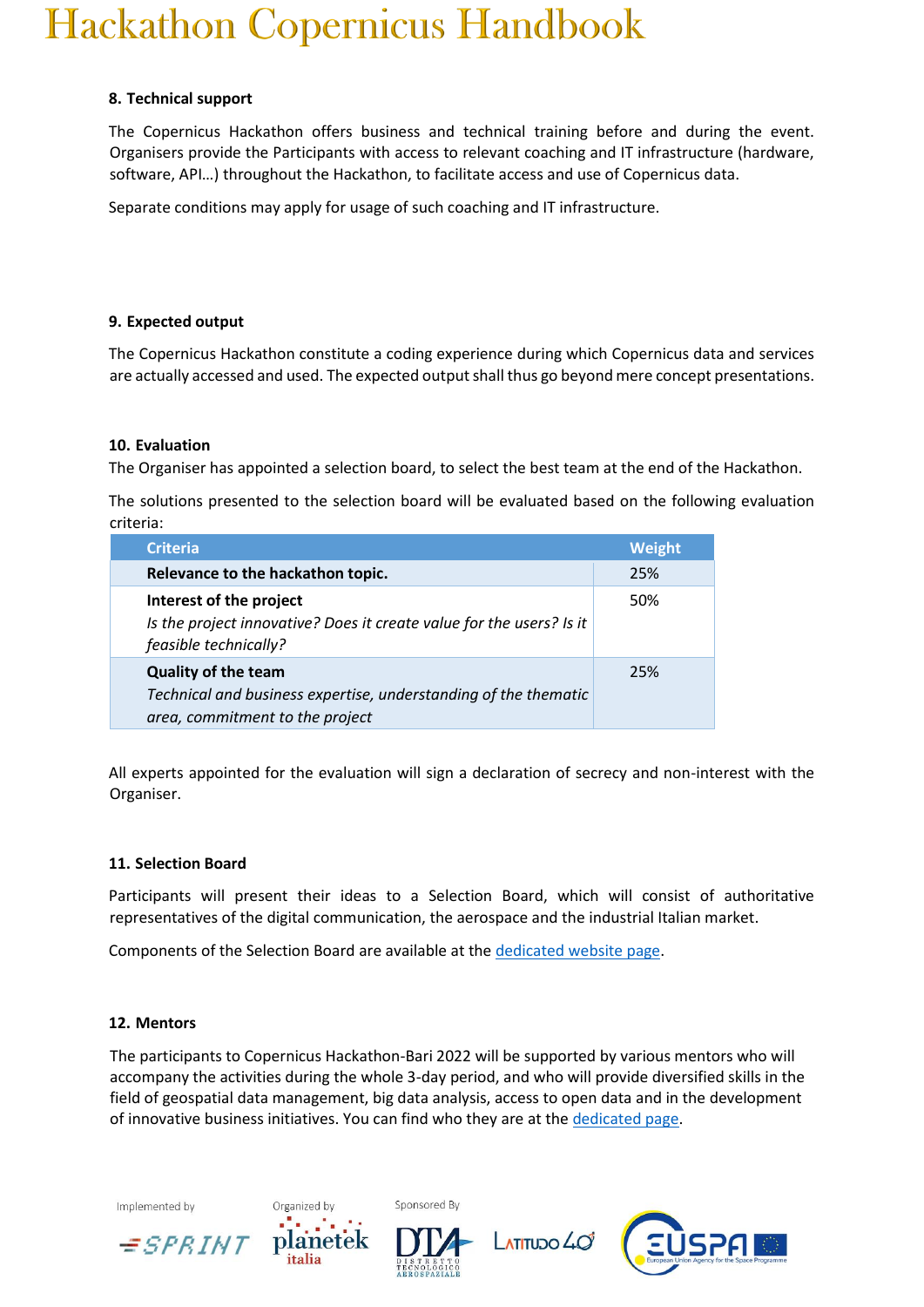### 8. Technical support

The Copernicus Hackathon offers business and technical training before and during the event. Organisers provide the Participants with access to relevant coaching and IT infrastructure (hardware, software, API…) throughout the Hackathon, to facilitate access and use of Copernicus data.

Separate conditions may apply for usage of such coaching and IT infrastructure.

### 9. Expected output

The Copernicus Hackathon constitute a coding experience during which Copernicus data and services are actually accessed and used. The expected output shall thus go beyond mere concept presentations.

### 10. Evaluation

The Organiser has appointed a selection board, to select the best team at the end of the Hackathon.

The solutions presented to the selection board will be evaluated based on the following evaluation criteria:

| Criteria | Weight |
| --- | --- |
| **Relevance to the hackathon topic.** | 25% |
| **Interest of the project** *Is the project innovative? Does it create value for the users? Is it feasible technically?* | 50% |
| **Quality of the team** *Technical and business expertise, understanding of the thematic area, commitment to the project* | 25% |

All experts appointed for the evaluation will sign a declaration of secrecy and non-interest with the Organiser.

### 11. Selection Board

Participants will present their ideas to a Selection Board, which will consist of authoritative representatives of the digital communication, the aerospace and the industrial Italian market.

Components of the Selection Board are available at the dedicated website page.

### 12. Mentors

The participants to Copernicus Hackathon-Bari 2022 will be supported by various mentors who will accompany the activities during the whole 3-day period, and who will provide diversified skills in the field of geospatial data management, big data analysis, access to open data and in the development of innovative business initiatives. You can find who they are at the dedicated page.

Implemented by SPRINT | Organized by planetek italia | Sponsored By DTA Distretto Tecnologico Aerospaziale, Latitudo 40, EUSPA European Union Agency for the Space Programme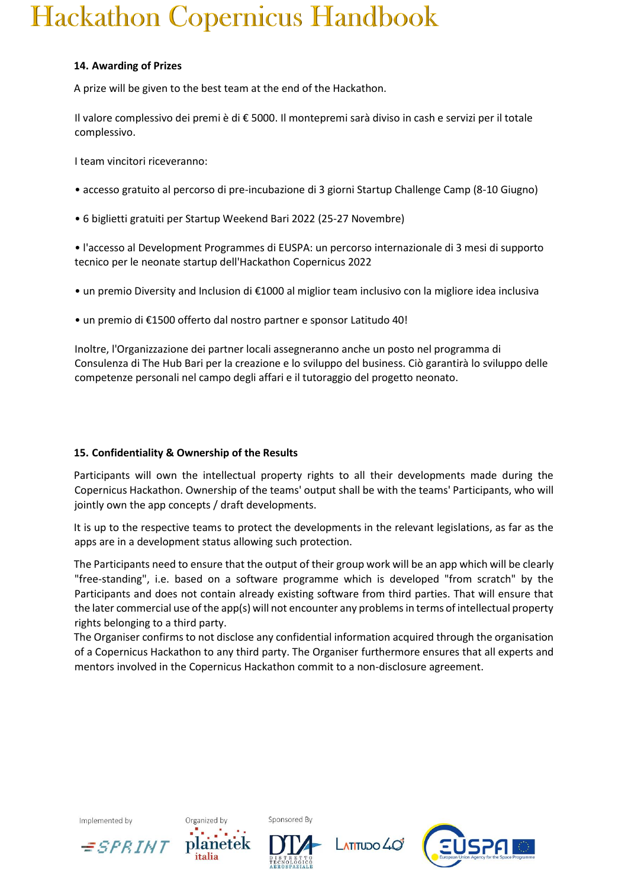**14. Awarding of Prizes**

A prize will be given to the best team at the end of the Hackathon.

Il valore complessivo dei premi è di € 5000. Il montepremi sarà diviso in cash e servizi per il totale complessivo.

I team vincitori riceveranno:

- accesso gratuito al percorso di pre-incubazione di 3 giorni Startup Challenge Camp (8-10 Giugno)
- 6 biglietti gratuiti per Startup Weekend Bari 2022 (25-27 Novembre)
- l'accesso al Development Programmes di EUSPA: un percorso internazionale di 3 mesi di supporto tecnico per le neonate startup dell'Hackathon Copernicus 2022
- un premio Diversity and Inclusion di €1000 al miglior team inclusivo con la migliore idea inclusiva
- un premio di €1500 offerto dal nostro partner e sponsor Latitudo 40!

Inoltre, l'Organizzazione dei partner locali assegneranno anche un posto nel programma di Consulenza di The Hub Bari per la creazione e lo sviluppo del business. Ciò garantirà lo sviluppo delle competenze personali nel campo degli affari e il tutoraggio del progetto neonato.

**15. Confidentiality & Ownership of the Results**

Participants will own the intellectual property rights to all their developments made during the Copernicus Hackathon. Ownership of the teams' output shall be with the teams' Participants, who will jointly own the app concepts / draft developments.

It is up to the respective teams to protect the developments in the relevant legislations, as far as the apps are in a development status allowing such protection.

The Participants need to ensure that the output of their group work will be an app which will be clearly "free-standing", i.e. based on a software programme which is developed "from scratch" by the Participants and does not contain already existing software from third parties. That will ensure that the later commercial use of the app(s) will not encounter any problems in terms of intellectual property rights belonging to a third party.

The Organiser confirms to not disclose any confidential information acquired through the organisation of a Copernicus Hackathon to any third party. The Organiser furthermore ensures that all experts and mentors involved in the Copernicus Hackathon commit to a non-disclosure agreement.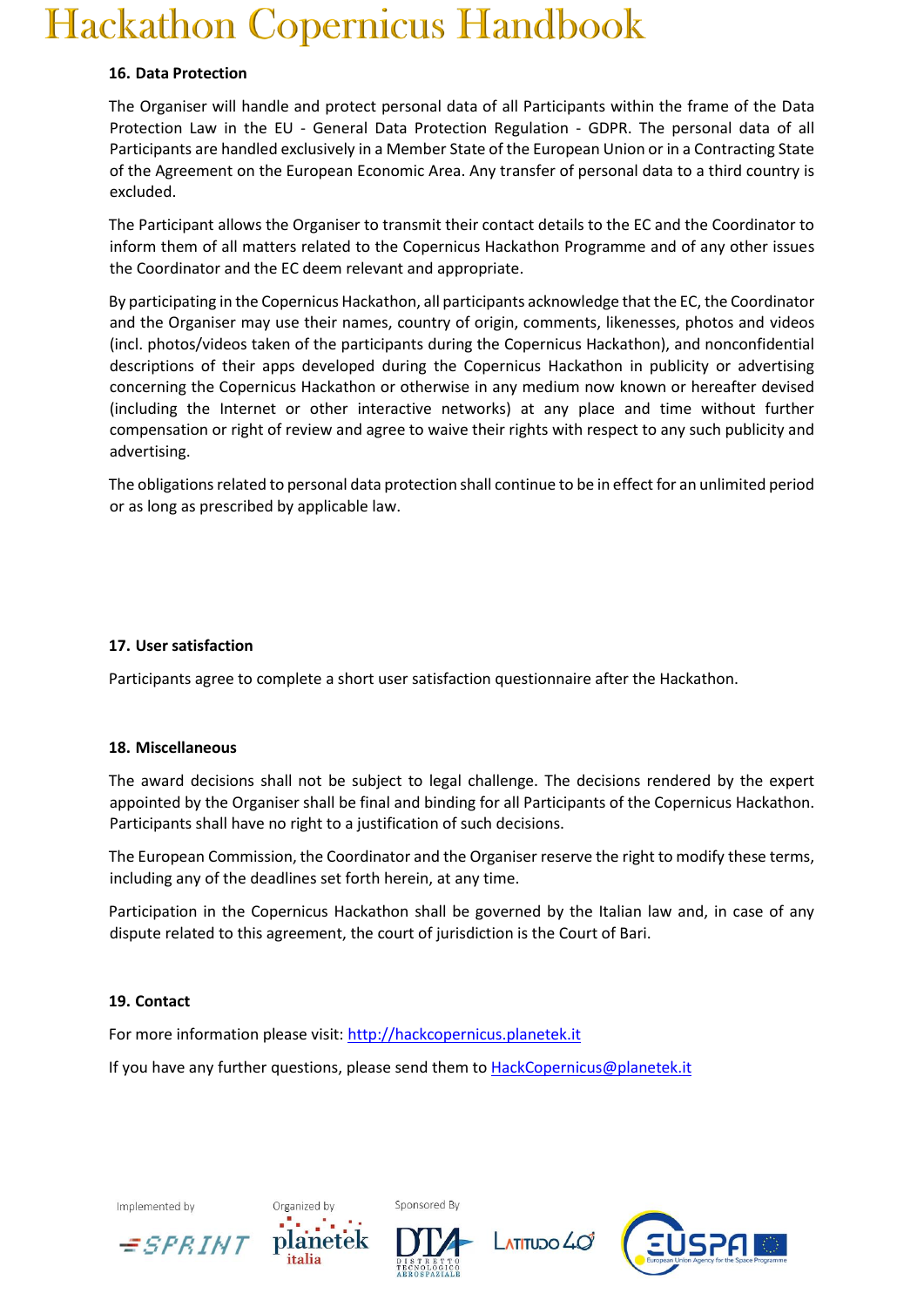## 16. Data Protection

The Organiser will handle and protect personal data of all Participants within the frame of the Data Protection Law in the EU - General Data Protection Regulation - GDPR. The personal data of all Participants are handled exclusively in a Member State of the European Union or in a Contracting State of the Agreement on the European Economic Area. Any transfer of personal data to a third country is excluded.

The Participant allows the Organiser to transmit their contact details to the EC and the Coordinator to inform them of all matters related to the Copernicus Hackathon Programme and of any other issues the Coordinator and the EC deem relevant and appropriate.

By participating in the Copernicus Hackathon, all participants acknowledge that the EC, the Coordinator and the Organiser may use their names, country of origin, comments, likenesses, photos and videos (incl. photos/videos taken of the participants during the Copernicus Hackathon), and nonconfidential descriptions of their apps developed during the Copernicus Hackathon in publicity or advertising concerning the Copernicus Hackathon or otherwise in any medium now known or hereafter devised (including the Internet or other interactive networks) at any place and time without further compensation or right of review and agree to waive their rights with respect to any such publicity and advertising.

The obligations related to personal data protection shall continue to be in effect for an unlimited period or as long as prescribed by applicable law.

## 17. User satisfaction

Participants agree to complete a short user satisfaction questionnaire after the Hackathon.

## 18. Miscellaneous

The award decisions shall not be subject to legal challenge. The decisions rendered by the expert appointed by the Organiser shall be final and binding for all Participants of the Copernicus Hackathon. Participants shall have no right to a justification of such decisions.

The European Commission, the Coordinator and the Organiser reserve the right to modify these terms, including any of the deadlines set forth herein, at any time.

Participation in the Copernicus Hackathon shall be governed by the Italian law and, in case of any dispute related to this agreement, the court of jurisdiction is the Court of Bari.

## 19. Contact

For more information please visit: http://hackcopernicus.planetek.it

If you have any further questions, please send them to HackCopernicus@planetek.it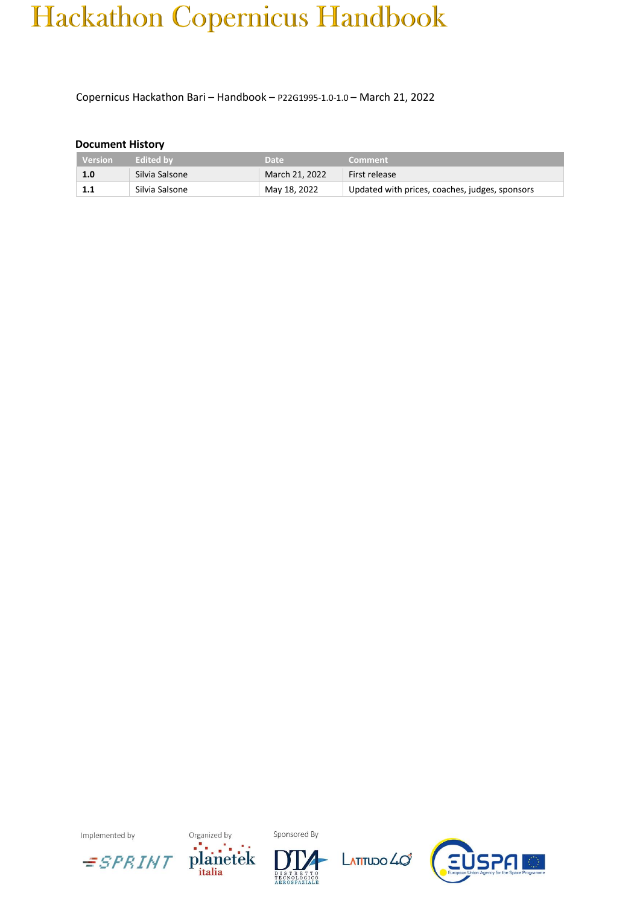Copernicus Hackathon Bari – Handbook – P22G1995-1.0-1.0 – March 21, 2022

**Document History**

| Version | Edited by | Date | Comment |
|---|---|---|---|
| **1.0** | Silvia Salsone | March 21, 2022 | First release |
| **1.1** | Silvia Salsone | May 18, 2022 | Updated with prices, coaches, judges, sponsors |